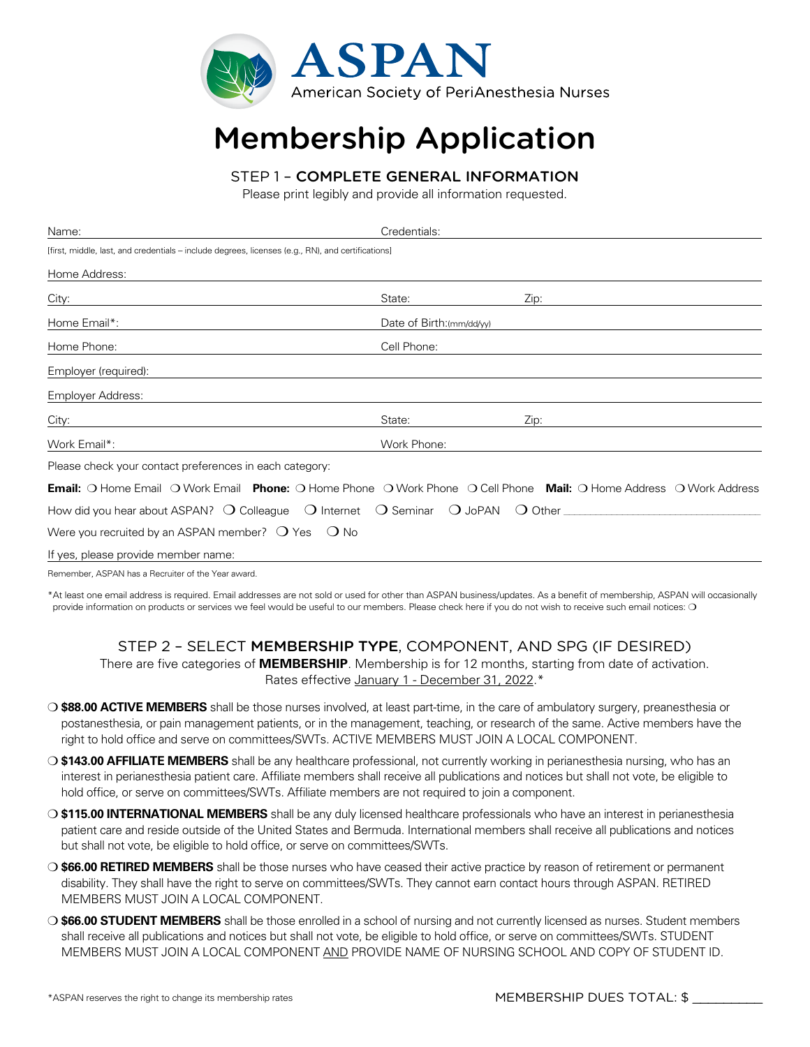# ASPAN

American Society of PeriAnesthesia Nurses

# Membership Application

## STEP 1 – COMPLETE GENERAL INFORMATION

Please print legibly and provide all information requested.

Name: Credentials:

[first, middle, last, and credentials – include degrees, licenses (e.g., RN), and certifications]

Home Address:

City: State: Zip:

Home Email*: Date of Birth:(mm/dd/yy)

Home Phone: Cell Phone:

Employer (required):

Employer Address:

City: State: Zip:

Work Email*: Work Phone:

Please check your contact preferences in each category:

**Email:** ❍ Home Email ❍ Work Email **Phone:** ❍ Home Phone ❍ Work Phone ❍ Cell Phone **Mail:** ❍ Home Address ❍ Work Address

How did you hear about ASPAN? ❍ Colleague ❍ Internet ❍ Seminar ❍ JoPAN ❍ Other ____________________

Were you recruited by an ASPAN member? ❍ Yes ❍ No

If yes, please provide member name:

Remember, ASPAN has a Recruiter of the Year award.

*At least one email address is required. Email addresses are not sold or used for other than ASPAN business/updates. As a benefit of membership, ASPAN will occasionally provide information on products or services we feel would be useful to our members. Please check here if you do not wish to receive such email notices: ❍

## STEP 2 – SELECT MEMBERSHIP TYPE, COMPONENT, AND SPG (IF DESIRED)

There are five categories of **MEMBERSHIP**. Membership is for 12 months, starting from date of activation. Rates effective January 1 - December 31, 2022.*

❍ **$88.00 ACTIVE MEMBERS** shall be those nurses involved, at least part-time, in the care of ambulatory surgery, preanesthesia or postanesthesia, or pain management patients, or in the management, teaching, or research of the same. Active members have the right to hold office and serve on committees/SWTs. ACTIVE MEMBERS MUST JOIN A LOCAL COMPONENT.

❍ **$143.00 AFFILIATE MEMBERS** shall be any healthcare professional, not currently working in perianesthesia nursing, who has an interest in perianesthesia patient care. Affiliate members shall receive all publications and notices but shall not vote, be eligible to hold office, or serve on committees/SWTs. Affiliate members are not required to join a component.

❍ **$115.00 INTERNATIONAL MEMBERS** shall be any duly licensed healthcare professionals who have an interest in perianesthesia patient care and reside outside of the United States and Bermuda. International members shall receive all publications and notices but shall not vote, be eligible to hold office, or serve on committees/SWTs.

❍ **$66.00 RETIRED MEMBERS** shall be those nurses who have ceased their active practice by reason of retirement or permanent disability. They shall have the right to serve on committees/SWTs. They cannot earn contact hours through ASPAN. RETIRED MEMBERS MUST JOIN A LOCAL COMPONENT.

❍ **$66.00 STUDENT MEMBERS** shall be those enrolled in a school of nursing and not currently licensed as nurses. Student members shall receive all publications and notices but shall not vote, be eligible to hold office, or serve on committees/SWTs. STUDENT MEMBERS MUST JOIN A LOCAL COMPONENT AND PROVIDE NAME OF NURSING SCHOOL AND COPY OF STUDENT ID.

*ASPAN reserves the right to change its membership rates

MEMBERSHIP DUES TOTAL: $ __________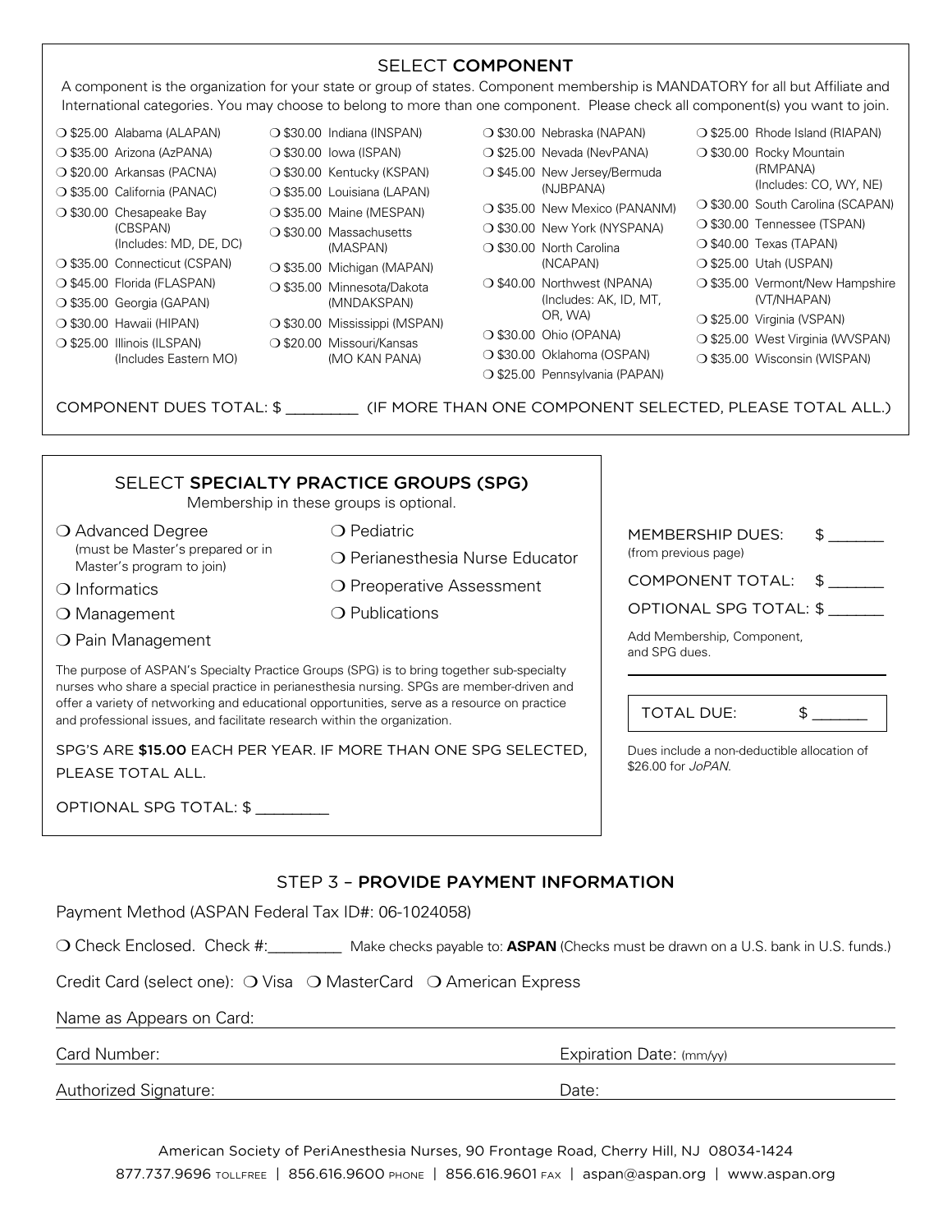## SELECT **COMPONENT**

A component is the organization for your state or group of states. Component membership is MANDATORY for all but Affiliate and International categories. You may choose to belong to more than one component. Please check all component(s) you want to join.

- ❍ $25.00 Alabama (ALAPAN)
- ❍ $35.00 Arizona (AzPANA)
- ❍ $20.00 Arkansas (PACNA)
- ❍ $35.00 California (PANAC)
- ❍ $30.00 Chesapeake Bay (CBSPAN) (Includes: MD, DE, DC)
- ❍ $35.00 Connecticut (CSPAN)
- ❍ $45.00 Florida (FLASPAN)
- ❍ $35.00 Georgia (GAPAN)
- ❍ $30.00 Hawaii (HIPAN)
- ❍ $25.00 Illinois (ILSPAN) (Includes Eastern MO)
- ❍ $30.00 Indiana (INSPAN)
- ❍ $30.00 Iowa (ISPAN)
- ❍ $30.00 Kentucky (KSPAN)
- ❍ $35.00 Louisiana (LAPAN)
- ❍ $35.00 Maine (MESPAN)
- ❍ $30.00 Massachusetts (MASPAN)
- ❍ $35.00 Michigan (MAPAN)
- ❍ $35.00 Minnesota/Dakota (MNDAKSPAN)
- ❍ $30.00 Mississippi (MSPAN)
- ❍ $20.00 Missouri/Kansas (MO KAN PANA)
- ❍ $30.00 Nebraska (NAPAN)
- ❍ $25.00 Nevada (NevPANA)
- ❍ $45.00 New Jersey/Bermuda (NJBPANA)
- ❍ $35.00 New Mexico (PANANM)
- ❍ $30.00 New York (NYSPANA)
- ❍ $30.00 North Carolina (NCAPAN)
- ❍ $40.00 Northwest (NPANA) (Includes: AK, ID, MT, OR, WA)
- ❍ $30.00 Ohio (OPANA)
- ❍ $30.00 Oklahoma (OSPAN)
- ❍ $25.00 Pennsylvania (PAPAN)
- ❍ $25.00 Rhode Island (RIAPAN)
- ❍ $30.00 Rocky Mountain (RMPANA) (Includes: CO, WY, NE)
- ❍ $30.00 South Carolina (SCAPAN)
- ❍ $30.00 Tennessee (TSPAN)
- ❍ $40.00 Texas (TAPAN)
- ❍ $25.00 Utah (USPAN)
- ❍ $35.00 Vermont/New Hampshire (VT/NHAPAN)
- ❍ $25.00 Virginia (VSPAN)
- ❍ $25.00 West Virginia (WVSPAN)
- ❍ $35.00 Wisconsin (WISPAN)

COMPONENT DUES TOTAL: $ ________ (IF MORE THAN ONE COMPONENT SELECTED, PLEASE TOTAL ALL.)

## SELECT **SPECIALTY PRACTICE GROUPS (SPG)**

Membership in these groups is optional.

- ❍ Advanced Degree (must be Master's prepared or in Master's program to join)
- ❍ Informatics
- ❍ Management
- ❍ Pain Management
- ❍ Pediatric
- ❍ Perianesthesia Nurse Educator
- ❍ Preoperative Assessment
- ❍ Publications

The purpose of ASPAN's Specialty Practice Groups (SPG) is to bring together sub-specialty nurses who share a special practice in perianesthesia nursing. SPGs are member-driven and offer a variety of networking and educational opportunities, serve as a resource on practice and professional issues, and facilitate research within the organization.

SPG'S ARE **$15.00** EACH PER YEAR. IF MORE THAN ONE SPG SELECTED, PLEASE TOTAL ALL.

OPTIONAL SPG TOTAL: $ ________

MEMBERSHIP DUES: $ ______
(from previous page)

COMPONENT TOTAL: $ ______

OPTIONAL SPG TOTAL: $ ______

Add Membership, Component, and SPG dues.

TOTAL DUE: $ ______

Dues include a non-deductible allocation of $26.00 for *JoPAN*.

## STEP 3 – **PROVIDE PAYMENT INFORMATION**

Payment Method (ASPAN Federal Tax ID#: 06-1024058)

❍ Check Enclosed. Check #:________ Make checks payable to: **ASPAN** (Checks must be drawn on a U.S. bank in U.S. funds.)

Credit Card (select one): ❍ Visa ❍ MasterCard ❍ American Express

Name as Appears on Card:

Card Number: Expiration Date: (mm/yy)

Authorized Signature: Date:

American Society of PeriAnesthesia Nurses, 90 Frontage Road, Cherry Hill, NJ 08034-1424
877.737.9696 TOLLFREE | 856.616.9600 PHONE | 856.616.9601 FAX | aspan@aspan.org | www.aspan.org